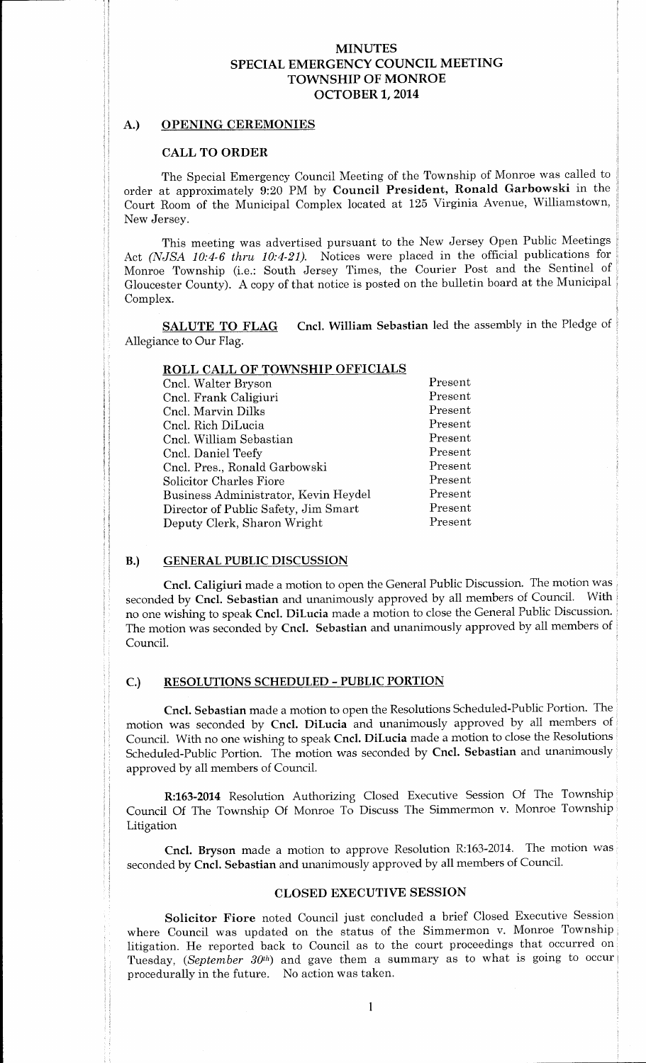# MINUTES
# SPECIAL EMERGENCY COUNCIL MEETING
# TOWNSHIP OF MONROE
# OCTOBER 1, 2014

## A.) OPENING CEREMONIES

### CALL TO ORDER

The Special Emergency Council Meeting of the Township of Monroe was called to order at approximately 9:20 PM by **Council President, Ronald Garbowski** in the Court Room of the Municipal Complex located at 125 Virginia Avenue, Williamstown, New Jersey.

This meeting was advertised pursuant to the New Jersey Open Public Meetings Act *(NJSA 10:4-6 thru 10:4-21).* Notices were placed in the official publications for Monroe Township (i.e.: South Jersey Times, the Courier Post and the Sentinel of Gloucester County). A copy of that notice is posted on the bulletin board at the Municipal Complex.

**SALUTE TO FLAG** **Cncl. William Sebastian** led the assembly in the Pledge of Allegiance to Our Flag.

### ROLL CALL OF TOWNSHIP OFFICIALS

| | |
|---|---|
| Cncl. Walter Bryson | Present |
| Cncl. Frank Caligiuri | Present |
| Cncl. Marvin Dilks | Present |
| Cncl. Rich DiLucia | Present |
| Cncl. William Sebastian | Present |
| Cncl. Daniel Teefy | Present |
| Cncl. Pres., Ronald Garbowski | Present |
| Solicitor Charles Fiore | Present |
| Business Administrator, Kevin Heydel | Present |
| Director of Public Safety, Jim Smart | Present |
| Deputy Clerk, Sharon Wright | Present |

## B.) GENERAL PUBLIC DISCUSSION

**Cncl. Caligiuri** made a motion to open the General Public Discussion. The motion was seconded by **Cncl. Sebastian** and unanimously approved by all members of Council. With no one wishing to speak **Cncl. DiLucia** made a motion to close the General Public Discussion. The motion was seconded by **Cncl. Sebastian** and unanimously approved by all members of Council.

## C.) RESOLUTIONS SCHEDULED - PUBLIC PORTION

**Cncl. Sebastian** made a motion to open the Resolutions Scheduled-Public Portion. The motion was seconded by **Cncl. DiLucia** and unanimously approved by all members of Council. With no one wishing to speak **Cncl. DiLucia** made a motion to close the Resolutions Scheduled-Public Portion. The motion was seconded by **Cncl. Sebastian** and unanimously approved by all members of Council.

**R:163-2014** Resolution Authorizing Closed Executive Session Of The Township Council Of The Township Of Monroe To Discuss The Simmermon v. Monroe Township Litigation

**Cncl. Bryson** made a motion to approve Resolution R:163-2014. The motion was seconded by **Cncl. Sebastian** and unanimously approved by all members of Council.

### CLOSED EXECUTIVE SESSION

**Solicitor Fiore** noted Council just concluded a brief Closed Executive Session where Council was updated on the status of the Simmermon v. Monroe Township litigation. He reported back to Council as to the court proceedings that occurred on Tuesday, (*September 30th*) and gave them a summary as to what is going to occur procedurally in the future. No action was taken.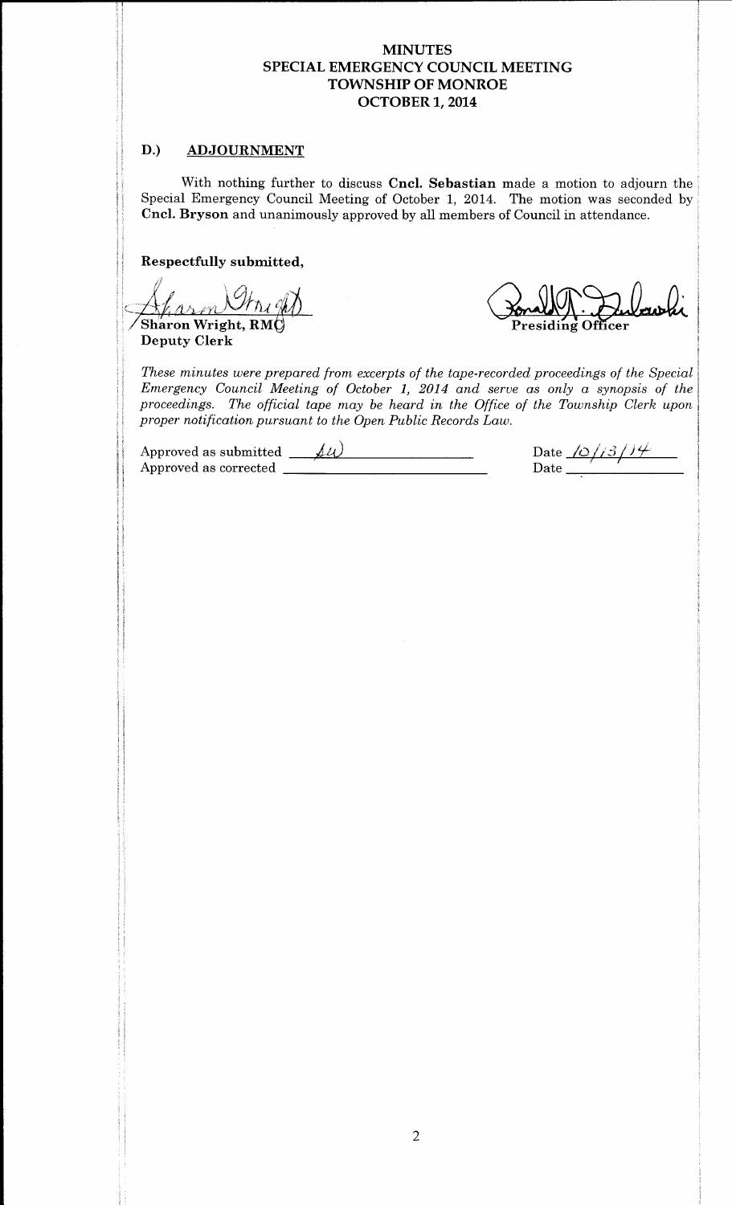# MINUTES
# SPECIAL EMERGENCY COUNCIL MEETING
# TOWNSHIP OF MONROE
# OCTOBER 1, 2014

## D.) ADJOURNMENT

With nothing further to discuss **Cncl. Sebastian** made a motion to adjourn the Special Emergency Council Meeting of October 1, 2014. The motion was seconded by **Cncl. Bryson** and unanimously approved by all members of Council in attendance.

**Respectfully submitted,**

**Sharon Wright, RMC**
**Deputy Clerk**

**Presiding Officer**

*These minutes were prepared from excerpts of the tape-recorded proceedings of the Special Emergency Council Meeting of October 1, 2014 and serve as only a synopsis of the proceedings. The official tape may be heard in the Office of the Township Clerk upon proper notification pursuant to the Open Public Records Law.*

Approved as submitted ___SW___ Date 10/13/14

Approved as corrected ______________ Date ______________